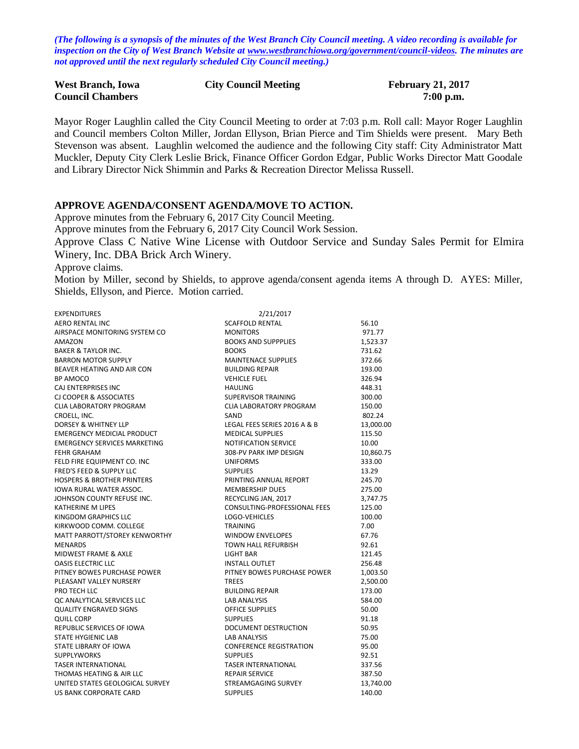*(The following is a synopsis of the minutes of the West Branch City Council meeting. A video recording is available for inspection on the City of West Branch Website at www.westbranchiowa.org/government/council-videos. The minutes are not approved until the next regularly scheduled City Council meeting.)*

**West Branch, Iowa** **City Council Meeting** **February 21, 2017**
**Council Chambers** **7:00 p.m.**

Mayor Roger Laughlin called the City Council Meeting to order at 7:03 p.m. Roll call: Mayor Roger Laughlin and Council members Colton Miller, Jordan Ellyson, Brian Pierce and Tim Shields were present. Mary Beth Stevenson was absent. Laughlin welcomed the audience and the following City staff: City Administrator Matt Muckler, Deputy City Clerk Leslie Brick, Finance Officer Gordon Edgar, Public Works Director Matt Goodale and Library Director Nick Shimmin and Parks & Recreation Director Melissa Russell.

## APPROVE AGENDA/CONSENT AGENDA/MOVE TO ACTION.

Approve minutes from the February 6, 2017 City Council Meeting.

Approve minutes from the February 6, 2017 City Council Work Session.

Approve Class C Native Wine License with Outdoor Service and Sunday Sales Permit for Elmira Winery, Inc. DBA Brick Arch Winery.

Approve claims.

Motion by Miller, second by Shields, to approve agenda/consent agenda items A through D. AYES: Miller, Shields, Ellyson, and Pierce. Motion carried.

| EXPENDITURES | 2/21/2017 | |
|---|---|---|
| AERO RENTAL INC | SCAFFOLD RENTAL | 56.10 |
| AIRSPACE MONITORING SYSTEM CO | MONITORS | 971.77 |
| AMAZON | BOOKS AND SUPPPLIES | 1,523.37 |
| BAKER & TAYLOR INC. | BOOKS | 731.62 |
| BARRON MOTOR SUPPLY | MAINTENACE SUPPLIES | 372.66 |
| BEAVER HEATING AND AIR CON | BUILDING REPAIR | 193.00 |
| BP AMOCO | VEHICLE FUEL | 326.94 |
| CAJ ENTERPRISES INC | HAULING | 448.31 |
| CJ COOPER & ASSOCIATES | SUPERVISOR TRAINING | 300.00 |
| CLIA LABORATORY PROGRAM | CLIA LABORATORY PROGRAM | 150.00 |
| CROELL, INC. | SAND | 802.24 |
| DORSEY & WHITNEY LLP | LEGAL FEES SERIES 2016 A & B | 13,000.00 |
| EMERGENCY MEDICIAL PRODUCT | MEDICAL SUPPLIES | 115.50 |
| EMERGENCY SERVICES MARKETING | NOTIFICATION SERVICE | 10.00 |
| FEHR GRAHAM | 308-PV PARK IMP DESIGN | 10,860.75 |
| FELD FIRE EQUIPMENT CO. INC | UNIFORMS | 333.00 |
| FRED'S FEED & SUPPLY LLC | SUPPLIES | 13.29 |
| HOSPERS & BROTHER PRINTERS | PRINTING ANNUAL REPORT | 245.70 |
| IOWA RURAL WATER ASSOC. | MEMBERSHIP DUES | 275.00 |
| JOHNSON COUNTY REFUSE INC. | RECYCLING JAN, 2017 | 3,747.75 |
| KATHERINE M LIPES | CONSULTING-PROFESSIONAL FEES | 125.00 |
| KINGDOM GRAPHICS LLC | LOGO-VEHICLES | 100.00 |
| KIRKWOOD COMM. COLLEGE | TRAINING | 7.00 |
| MATT PARROTT/STOREY KENWORTHY | WINDOW ENVELOPES | 67.76 |
| MENARDS | TOWN HALL REFURBISH | 92.61 |
| MIDWEST FRAME & AXLE | LIGHT BAR | 121.45 |
| OASIS ELECTRIC LLC | INSTALL OUTLET | 256.48 |
| PITNEY BOWES PURCHASE POWER | PITNEY BOWES PURCHASE POWER | 1,003.50 |
| PLEASANT VALLEY NURSERY | TREES | 2,500.00 |
| PRO TECH LLC | BUILDING REPAIR | 173.00 |
| QC ANALYTICAL SERVICES LLC | LAB ANALYSIS | 584.00 |
| QUALITY ENGRAVED SIGNS | OFFICE SUPPLIES | 50.00 |
| QUILL CORP | SUPPLIES | 91.18 |
| REPUBLIC SERVICES OF IOWA | DOCUMENT DESTRUCTION | 50.95 |
| STATE HYGIENIC LAB | LAB ANALYSIS | 75.00 |
| STATE LIBRARY OF IOWA | CONFERENCE REGISTRATION | 95.00 |
| SUPPLYWORKS | SUPPLIES | 92.51 |
| TASER INTERNATIONAL | TASER INTERNATIONAL | 337.56 |
| THOMAS HEATING & AIR LLC | REPAIR SERVICE | 387.50 |
| UNITED STATES GEOLOGICAL SURVEY | STREAMGAGING SURVEY | 13,740.00 |
| US BANK CORPORATE CARD | SUPPLIES | 140.00 |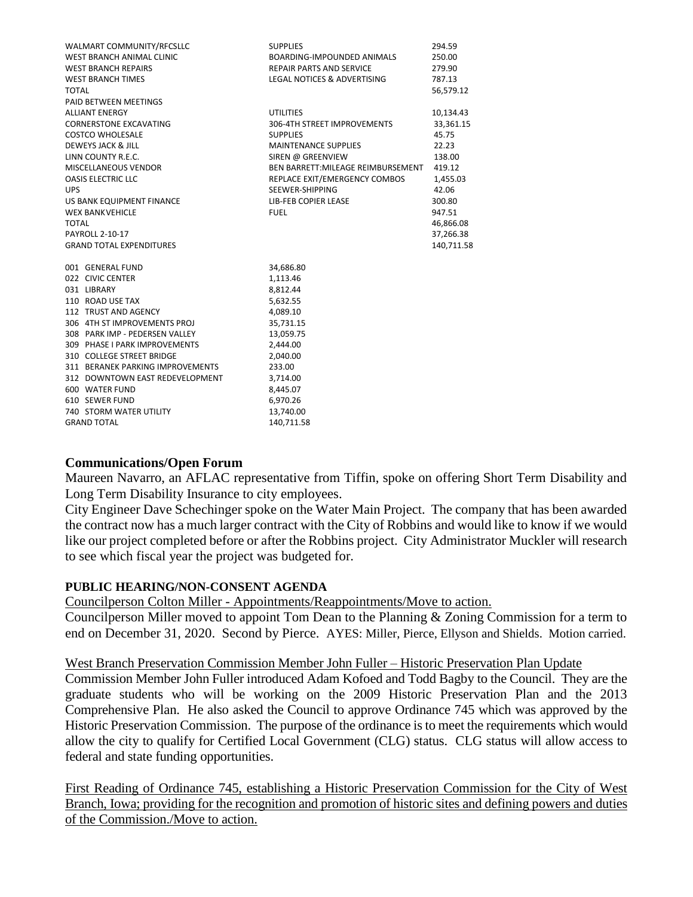| | | |
|---|---|---|
| WALMART COMMUNITY/RFCSLLC | SUPPLIES | 294.59 |
| WEST BRANCH ANIMAL CLINIC | BOARDING-IMPOUNDED ANIMALS | 250.00 |
| WEST BRANCH REPAIRS | REPAIR PARTS AND SERVICE | 279.90 |
| WEST BRANCH TIMES | LEGAL NOTICES & ADVERTISING | 787.13 |
| TOTAL | | 56,579.12 |
| PAID BETWEEN MEETINGS | | |
| ALLIANT ENERGY | UTILITIES | 10,134.43 |
| CORNERSTONE EXCAVATING | 306-4TH STREET IMPROVEMENTS | 33,361.15 |
| COSTCO WHOLESALE | SUPPLIES | 45.75 |
| DEWEYS JACK & JILL | MAINTENANCE SUPPLIES | 22.23 |
| LINN COUNTY R.E.C. | SIREN @ GREENVIEW | 138.00 |
| MISCELLANEOUS VENDOR | BEN BARRETT:MILEAGE REIMBURSEMENT | 419.12 |
| OASIS ELECTRIC LLC | REPLACE EXIT/EMERGENCY COMBOS | 1,455.03 |
| UPS | SEEWER-SHIPPING | 42.06 |
| US BANK EQUIPMENT FINANCE | LIB-FEB COPIER LEASE | 300.80 |
| WEX BANK VEHICLE | FUEL | 947.51 |
| TOTAL | | 46,866.08 |
| PAYROLL 2-10-17 | | 37,266.38 |
| GRAND TOTAL EXPENDITURES | | 140,711.58 |

| | |
|---|---|
| 001 GENERAL FUND | 34,686.80 |
| 022 CIVIC CENTER | 1,113.46 |
| 031 LIBRARY | 8,812.44 |
| 110 ROAD USE TAX | 5,632.55 |
| 112 TRUST AND AGENCY | 4,089.10 |
| 306 4TH ST IMPROVEMENTS PROJ | 35,731.15 |
| 308 PARK IMP - PEDERSEN VALLEY | 13,059.75 |
| 309 PHASE I PARK IMPROVEMENTS | 2,444.00 |
| 310 COLLEGE STREET BRIDGE | 2,040.00 |
| 311 BERANEK PARKING IMPROVEMENTS | 233.00 |
| 312 DOWNTOWN EAST REDEVELOPMENT | 3,714.00 |
| 600 WATER FUND | 8,445.07 |
| 610 SEWER FUND | 6,970.26 |
| 740 STORM WATER UTILITY | 13,740.00 |
| GRAND TOTAL | 140,711.58 |

## Communications/Open Forum

Maureen Navarro, an AFLAC representative from Tiffin, spoke on offering Short Term Disability and Long Term Disability Insurance to city employees.

City Engineer Dave Schechinger spoke on the Water Main Project. The company that has been awarded the contract now has a much larger contract with the City of Robbins and would like to know if we would like our project completed before or after the Robbins project. City Administrator Muckler will research to see which fiscal year the project was budgeted for.

**PUBLIC HEARING/NON-CONSENT AGENDA**

Councilperson Colton Miller - Appointments/Reappointments/Move to action.

Councilperson Miller moved to appoint Tom Dean to the Planning & Zoning Commission for a term to end on December 31, 2020. Second by Pierce. AYES: Miller, Pierce, Ellyson and Shields. Motion carried.

West Branch Preservation Commission Member John Fuller – Historic Preservation Plan Update

Commission Member John Fuller introduced Adam Kofoed and Todd Bagby to the Council. They are the graduate students who will be working on the 2009 Historic Preservation Plan and the 2013 Comprehensive Plan. He also asked the Council to approve Ordinance 745 which was approved by the Historic Preservation Commission. The purpose of the ordinance is to meet the requirements which would allow the city to qualify for Certified Local Government (CLG) status. CLG status will allow access to federal and state funding opportunities.

First Reading of Ordinance 745, establishing a Historic Preservation Commission for the City of West Branch, Iowa; providing for the recognition and promotion of historic sites and defining powers and duties of the Commission./Move to action.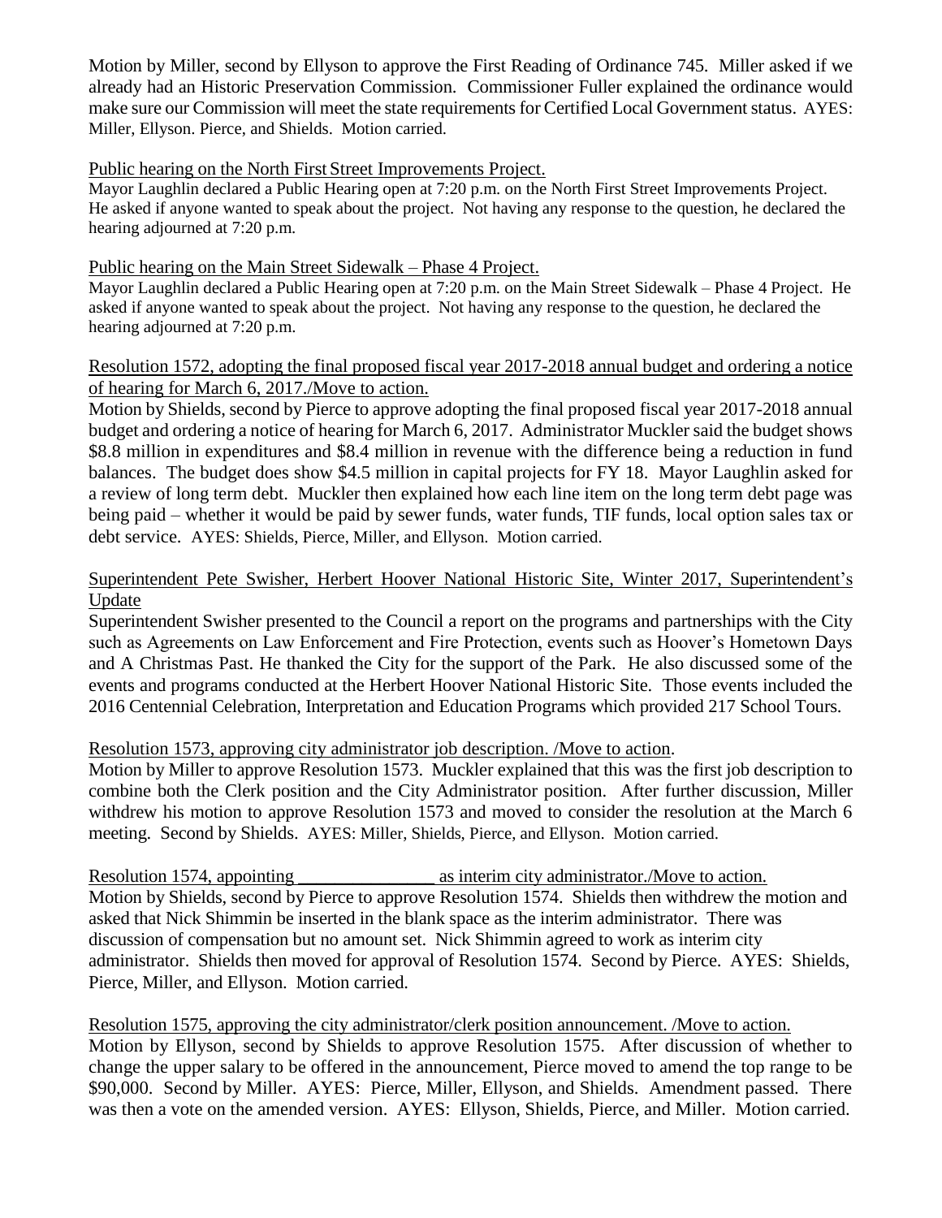Motion by Miller, second by Ellyson to approve the First Reading of Ordinance 745. Miller asked if we already had an Historic Preservation Commission. Commissioner Fuller explained the ordinance would make sure our Commission will meet the state requirements for Certified Local Government status. AYES: Miller, Ellyson. Pierce, and Shields. Motion carried.

Public hearing on the North First Street Improvements Project.

Mayor Laughlin declared a Public Hearing open at 7:20 p.m. on the North First Street Improvements Project. He asked if anyone wanted to speak about the project. Not having any response to the question, he declared the hearing adjourned at 7:20 p.m.

Public hearing on the Main Street Sidewalk – Phase 4 Project.

Mayor Laughlin declared a Public Hearing open at 7:20 p.m. on the Main Street Sidewalk – Phase 4 Project. He asked if anyone wanted to speak about the project. Not having any response to the question, he declared the hearing adjourned at 7:20 p.m.

Resolution 1572, adopting the final proposed fiscal year 2017-2018 annual budget and ordering a notice of hearing for March 6, 2017./Move to action.

Motion by Shields, second by Pierce to approve adopting the final proposed fiscal year 2017-2018 annual budget and ordering a notice of hearing for March 6, 2017. Administrator Muckler said the budget shows $8.8 million in expenditures and $8.4 million in revenue with the difference being a reduction in fund balances. The budget does show $4.5 million in capital projects for FY 18. Mayor Laughlin asked for a review of long term debt. Muckler then explained how each line item on the long term debt page was being paid – whether it would be paid by sewer funds, water funds, TIF funds, local option sales tax or debt service. AYES: Shields, Pierce, Miller, and Ellyson. Motion carried.

Superintendent Pete Swisher, Herbert Hoover National Historic Site, Winter 2017, Superintendent's Update

Superintendent Swisher presented to the Council a report on the programs and partnerships with the City such as Agreements on Law Enforcement and Fire Protection, events such as Hoover's Hometown Days and A Christmas Past. He thanked the City for the support of the Park. He also discussed some of the events and programs conducted at the Herbert Hoover National Historic Site. Those events included the 2016 Centennial Celebration, Interpretation and Education Programs which provided 217 School Tours.

Resolution 1573, approving city administrator job description. /Move to action.

Motion by Miller to approve Resolution 1573. Muckler explained that this was the first job description to combine both the Clerk position and the City Administrator position. After further discussion, Miller withdrew his motion to approve Resolution 1573 and moved to consider the resolution at the March 6 meeting. Second by Shields. AYES: Miller, Shields, Pierce, and Ellyson. Motion carried.

Resolution 1574, appointing _______________ as interim city administrator./Move to action.

Motion by Shields, second by Pierce to approve Resolution 1574. Shields then withdrew the motion and asked that Nick Shimmin be inserted in the blank space as the interim administrator. There was discussion of compensation but no amount set. Nick Shimmin agreed to work as interim city administrator. Shields then moved for approval of Resolution 1574. Second by Pierce. AYES: Shields, Pierce, Miller, and Ellyson. Motion carried.

Resolution 1575, approving the city administrator/clerk position announcement. /Move to action.

Motion by Ellyson, second by Shields to approve Resolution 1575. After discussion of whether to change the upper salary to be offered in the announcement, Pierce moved to amend the top range to be $90,000. Second by Miller. AYES: Pierce, Miller, Ellyson, and Shields. Amendment passed. There was then a vote on the amended version. AYES: Ellyson, Shields, Pierce, and Miller. Motion carried.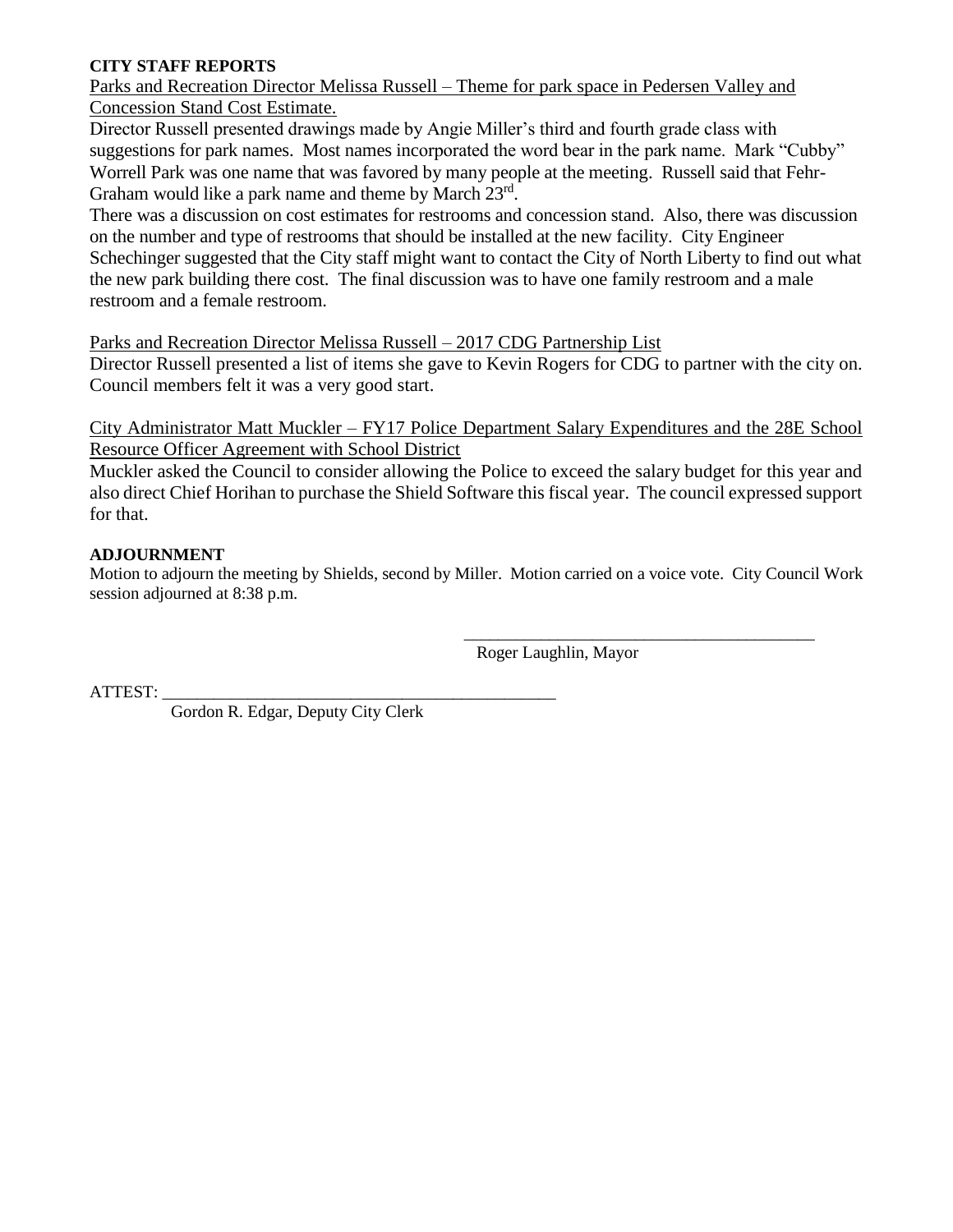**CITY STAFF REPORTS**

Parks and Recreation Director Melissa Russell – Theme for park space in Pedersen Valley and Concession Stand Cost Estimate.

Director Russell presented drawings made by Angie Miller's third and fourth grade class with suggestions for park names. Most names incorporated the word bear in the park name. Mark "Cubby" Worrell Park was one name that was favored by many people at the meeting. Russell said that Fehr-Graham would like a park name and theme by March 23rd.

There was a discussion on cost estimates for restrooms and concession stand. Also, there was discussion on the number and type of restrooms that should be installed at the new facility. City Engineer Schechinger suggested that the City staff might want to contact the City of North Liberty to find out what the new park building there cost. The final discussion was to have one family restroom and a male restroom and a female restroom.

Parks and Recreation Director Melissa Russell – 2017 CDG Partnership List

Director Russell presented a list of items she gave to Kevin Rogers for CDG to partner with the city on. Council members felt it was a very good start.

City Administrator Matt Muckler – FY17 Police Department Salary Expenditures and the 28E School Resource Officer Agreement with School District

Muckler asked the Council to consider allowing the Police to exceed the salary budget for this year and also direct Chief Horihan to purchase the Shield Software this fiscal year. The council expressed support for that.

**ADJOURNMENT**

Motion to adjourn the meeting by Shields, second by Miller. Motion carried on a voice vote. City Council Work session adjourned at 8:38 p.m.

\_\_\_\_\_\_\_\_\_\_\_\_\_\_\_\_\_\_\_\_\_\_\_\_\_\_\_\_\_\_\_\_\_\_\_\_\_\_\_\_

Roger Laughlin, Mayor

ATTEST: \_\_\_\_\_\_\_\_\_\_\_\_\_\_\_\_\_\_\_\_\_\_\_\_\_\_\_\_\_\_\_\_\_\_\_\_\_\_\_\_\_\_\_\_\_\_

Gordon R. Edgar, Deputy City Clerk